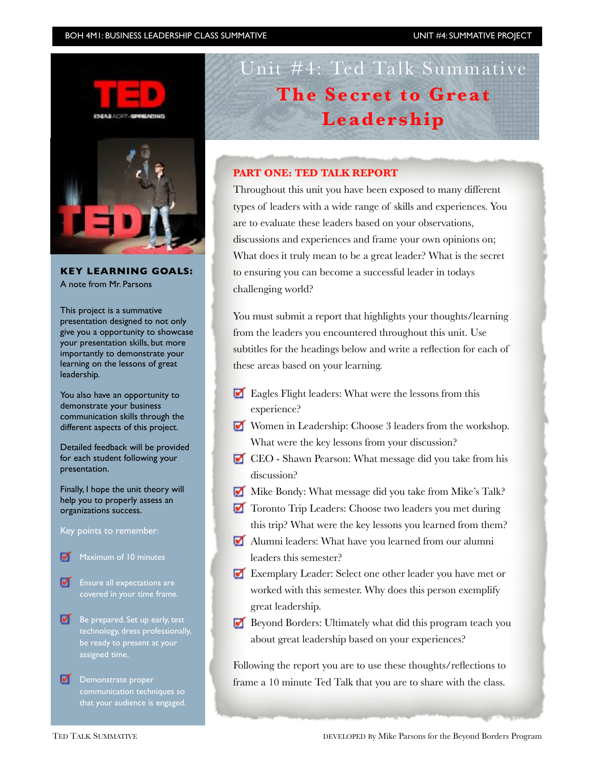# Unit #4: Ted Talk Summative

## The Secret to Great Leadership

### KEY LEARNING GOALS:

A note from Mr. Parsons

This project is a summative presentation designed to not only give you a opportunity to showcase your presentation skills, but more importantly to demonstrate your learning on the lessons of great leadership.

You also have an opportunity to demonstrate your business communication skills through the different aspects of this project.

Detailed feedback will be provided for each student following your presentation.

Finally, I hope the unit theory will help you to properly assess an organizations success.

Key points to remember:

- Maximum of 10 minutes
- Ensure all expectations are covered in your time frame.
- Be prepared. Set up early, test technology, dress professionally, be ready to present at your assigned time.
- Demonstrate proper communication techniques so that your audience is engaged.

### PART ONE: TED TALK REPORT

Throughout this unit you have been exposed to many different types of leaders with a wide range of skills and experiences. You are to evaluate these leaders based on your observations, discussions and experiences and frame your own opinions on; What does it truly mean to be a great leader? What is the secret to ensuring you can become a successful leader in todays challenging world?

You must submit a report that highlights your thoughts/learning from the leaders you encountered throughout this unit. Use subtitles for the headings below and write a reflection for each of these areas based on your learning.

- Eagles Flight leaders: What were the lessons from this experience?
- Women in Leadership: Choose 3 leaders from the workshop. What were the key lessons from your discussion?
- CEO - Shawn Pearson: What message did you take from his discussion?
- Mike Bondy: What message did you take from Mike's Talk?
- Toronto Trip Leaders: Choose two leaders you met during this trip? What were the key lessons you learned from them?
- Alumni leaders: What have you learned from our alumni leaders this semester?
- Exemplary Leader: Select one other leader you have met or worked with this semester. Why does this person exemplify great leadership.
- Beyond Borders: Ultimately what did this program teach you about great leadership based on your experiences?

Following the report you are to use these thoughts/reflections to frame a 10 minute Ted Talk that you are to share with the class.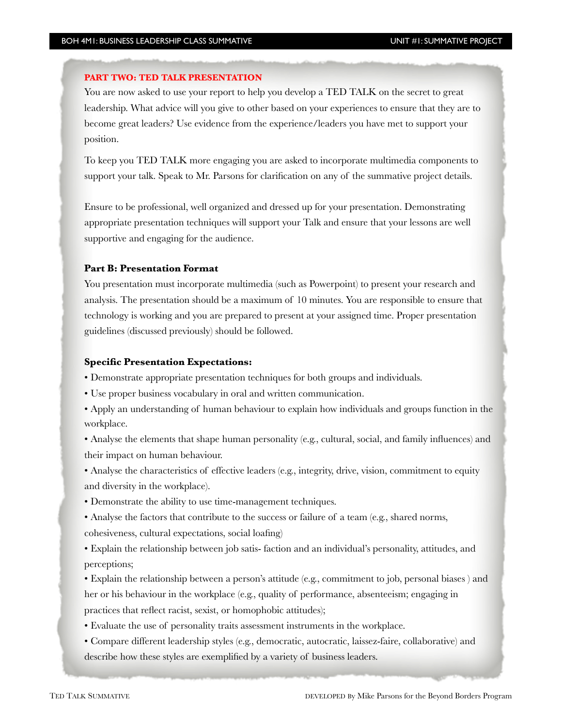**PART TWO: TED TALK PRESENTATION**

You are now asked to use your report to help you develop a TED TALK on the secret to great leadership. What advice will you give to other based on your experiences to ensure that they are to become great leaders? Use evidence from the experience/leaders you have met to support your position.

To keep you TED TALK more engaging you are asked to incorporate multimedia components to support your talk. Speak to Mr. Parsons for clarification on any of the summative project details.

Ensure to be professional, well organized and dressed up for your presentation. Demonstrating appropriate presentation techniques will support your Talk and ensure that your lessons are well supportive and engaging for the audience.

**Part B: Presentation Format**

You presentation must incorporate multimedia (such as Powerpoint) to present your research and analysis. The presentation should be a maximum of 10 minutes. You are responsible to ensure that technology is working and you are prepared to present at your assigned time. Proper presentation guidelines (discussed previously) should be followed.

**Specific Presentation Expectations:**

- Demonstrate appropriate presentation techniques for both groups and individuals.
- Use proper business vocabulary in oral and written communication.
- Apply an understanding of human behaviour to explain how individuals and groups function in the workplace.
- Analyse the elements that shape human personality (e.g., cultural, social, and family influences) and their impact on human behaviour.
- Analyse the characteristics of effective leaders (e.g., integrity, drive, vision, commitment to equity and diversity in the workplace).
- Demonstrate the ability to use time-management techniques.
- Analyse the factors that contribute to the success or failure of a team (e.g., shared norms, cohesiveness, cultural expectations, social loafing)
- Explain the relationship between job satis- faction and an individual's personality, attitudes, and perceptions;
- Explain the relationship between a person's attitude (e.g., commitment to job, personal biases ) and her or his behaviour in the workplace (e.g., quality of performance, absenteeism; engaging in practices that reflect racist, sexist, or homophobic attitudes);
- Evaluate the use of personality traits assessment instruments in the workplace.
- Compare different leadership styles (e.g., democratic, autocratic, laissez-faire, collaborative) and describe how these styles are exemplified by a variety of business leaders.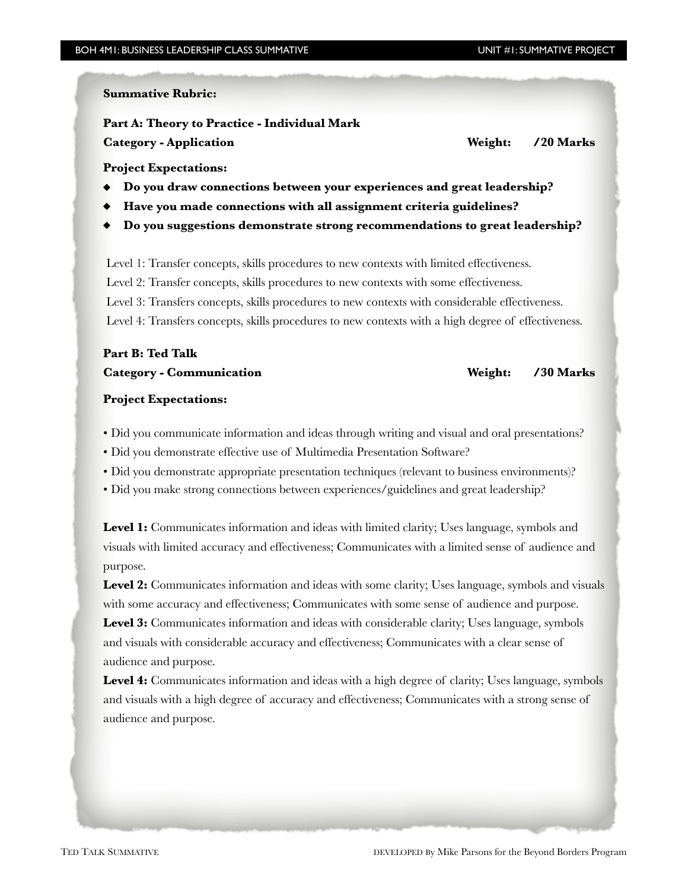**Summative Rubric:**

**Part A: Theory to Practice - Individual Mark**

**Category - Application** **Weight: /20 Marks**

**Project Expectations:**

- **Do you draw connections between your experiences and great leadership?**
- **Have you made connections with all assignment criteria guidelines?**
- **Do you suggestions demonstrate strong recommendations to great leadership?**

Level 1: Transfer concepts, skills procedures to new contexts with limited effectiveness.

Level 2: Transfer concepts, skills procedures to new contexts with some effectiveness.

Level 3: Transfers concepts, skills procedures to new contexts with considerable effectiveness.

Level 4: Transfers concepts, skills procedures to new contexts with a high degree of effectiveness.

**Part B: Ted Talk**

**Category - Communication** **Weight: /30 Marks**

**Project Expectations:**

- Did you communicate information and ideas through writing and visual and oral presentations?
- Did you demonstrate effective use of Multimedia Presentation Software?
- Did you demonstrate appropriate presentation techniques (relevant to business environments)?
- Did you make strong connections between experiences/guidelines and great leadership?

**Level 1:** Communicates information and ideas with limited clarity; Uses language, symbols and visuals with limited accuracy and effectiveness; Communicates with a limited sense of audience and purpose.

**Level 2:** Communicates information and ideas with some clarity; Uses language, symbols and visuals with some accuracy and effectiveness; Communicates with some sense of audience and purpose.

**Level 3:** Communicates information and ideas with considerable clarity; Uses language, symbols and visuals with considerable accuracy and effectiveness; Communicates with a clear sense of audience and purpose.

**Level 4:** Communicates information and ideas with a high degree of clarity; Uses language, symbols and visuals with a high degree of accuracy and effectiveness; Communicates with a strong sense of audience and purpose.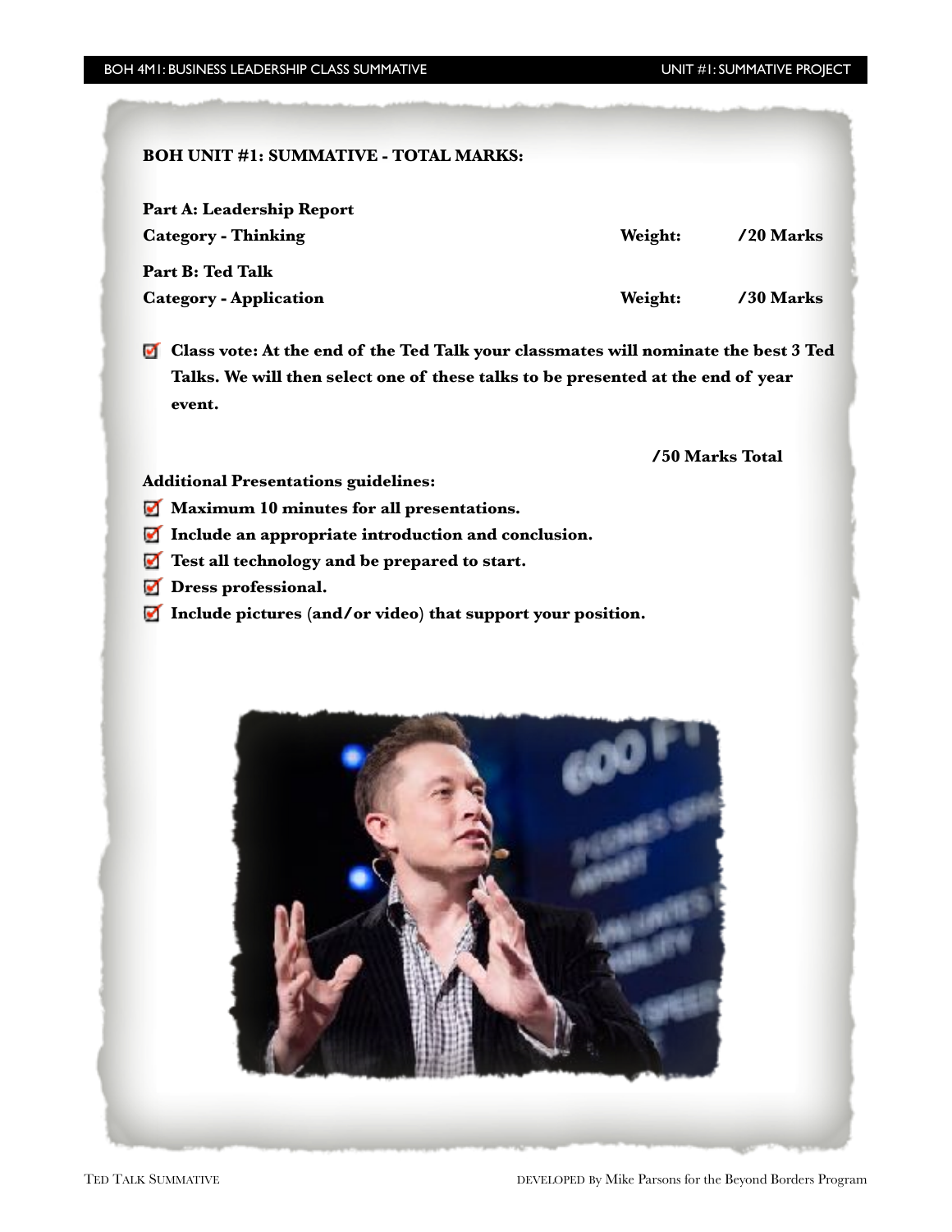**BOH UNIT #1: SUMMATIVE - TOTAL MARKS:**

| | | |
|---|---|---|
| **Part A: Leadership Report** | | |
| **Category - Thinking** | **Weight:** | **/20 Marks** |
| **Part B: Ted Talk** | | |
| **Category - Application** | **Weight:** | **/30 Marks** |

- ☑ **Class vote: At the end of the Ted Talk your classmates will nominate the best 3 Ted Talks. We will then select one of these talks to be presented at the end of year event.**

**/50 Marks Total**

**Additional Presentations guidelines:**

- ☑ **Maximum 10 minutes for all presentations.**
- ☑ **Include an appropriate introduction and conclusion.**
- ☑ **Test all technology and be prepared to start.**
- ☑ **Dress professional.**
- ☑ **Include pictures (and/or video) that support your position.**